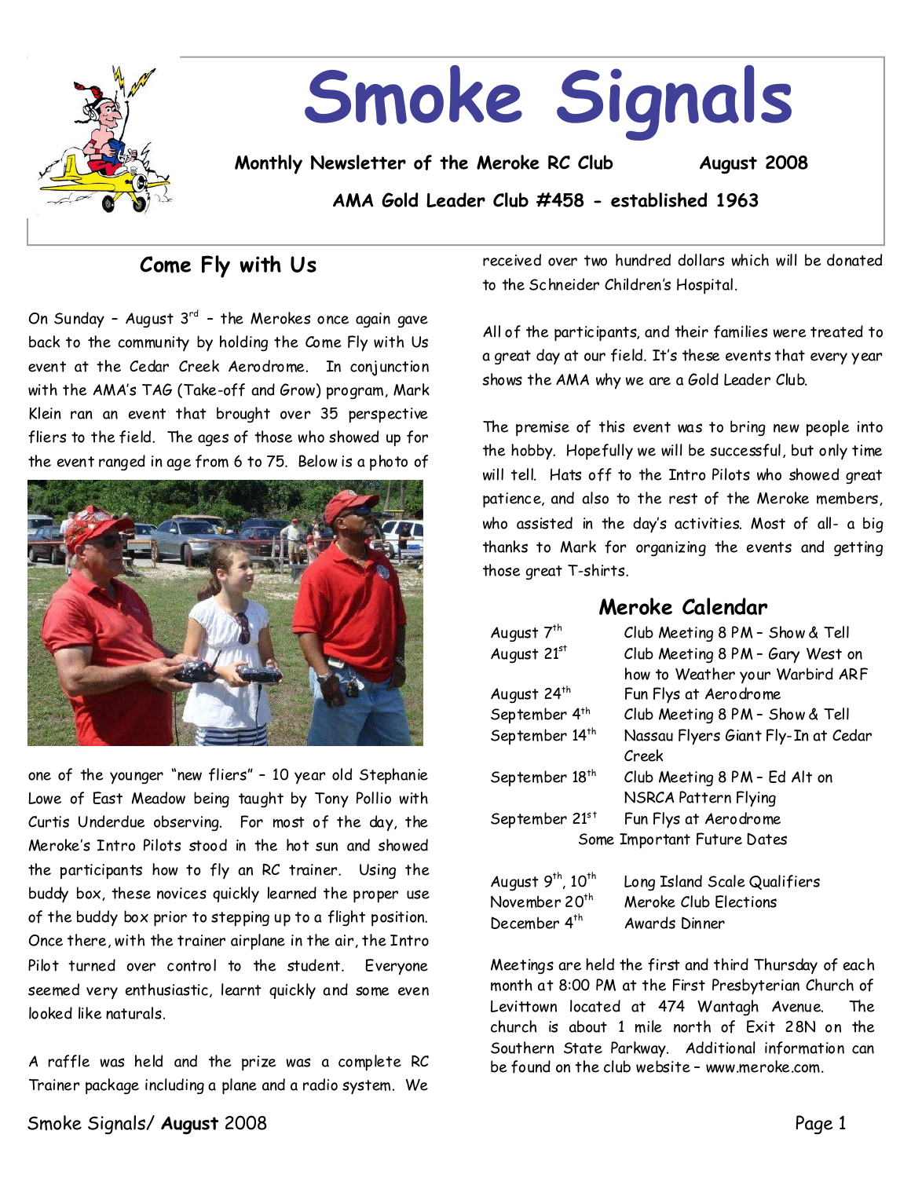# Smoke Signals

**Monthly Newsletter of the Meroke RC Club** **August 2008**

**AMA Gold Leader Club #458 - established 1963**

## Come Fly with Us

On Sunday – August 3rd – the Merokes once again gave back to the community by holding the Come Fly with Us event at the Cedar Creek Aerodrome. In conjunction with the AMA's TAG (Take-off and Grow) program, Mark Klein ran an event that brought over 35 perspective fliers to the field. The ages of those who showed up for the event ranged in age from 6 to 75. Below is a photo of one of the younger "new fliers" – 10 year old Stephanie Lowe of East Meadow being taught by Tony Pollio with Curtis Underdue observing. For most of the day, the Meroke's Intro Pilots stood in the hot sun and showed the participants how to fly an RC trainer. Using the buddy box, these novices quickly learned the proper use of the buddy box prior to stepping up to a flight position. Once there, with the trainer airplane in the air, the Intro Pilot turned over control to the student. Everyone seemed very enthusiastic, learnt quickly and some even looked like naturals.

A raffle was held and the prize was a complete RC Trainer package including a plane and a radio system. We received over two hundred dollars which will be donated to the Schneider Children's Hospital.

All of the participants, and their families were treated to a great day at our field. It's these events that every year shows the AMA why we are a Gold Leader Club.

The premise of this event was to bring new people into the hobby. Hopefully we will be successful, but only time will tell. Hats off to the Intro Pilots who showed great patience, and also to the rest of the Meroke members, who assisted in the day's activities. Most of all- a big thanks to Mark for organizing the events and getting those great T-shirts.

## Meroke Calendar

| | |
|---|---|
| August 7th | Club Meeting 8 PM – Show & Tell |
| August 21st | Club Meeting 8 PM – Gary West on how to Weather your Warbird ARF |
| August 24th | Fun Flys at Aerodrome |
| September 4th | Club Meeting 8 PM – Show & Tell |
| September 14th | Nassau Flyers Giant Fly-In at Cedar Creek |
| September 18th | Club Meeting 8 PM – Ed Alt on NSRCA Pattern Flying |
| September 21st | Fun Flys at Aerodrome |

Some Important Future Dates

| | |
|---|---|
| August 9th, 10th | Long Island Scale Qualifiers |
| November 20th | Meroke Club Elections |
| December 4th | Awards Dinner |

Meetings are held the first and third Thursday of each month at 8:00 PM at the First Presbyterian Church of Levittown located at 474 Wantagh Avenue. The church is about 1 mile north of Exit 28N on the Southern State Parkway. Additional information can be found on the club website – www.meroke.com.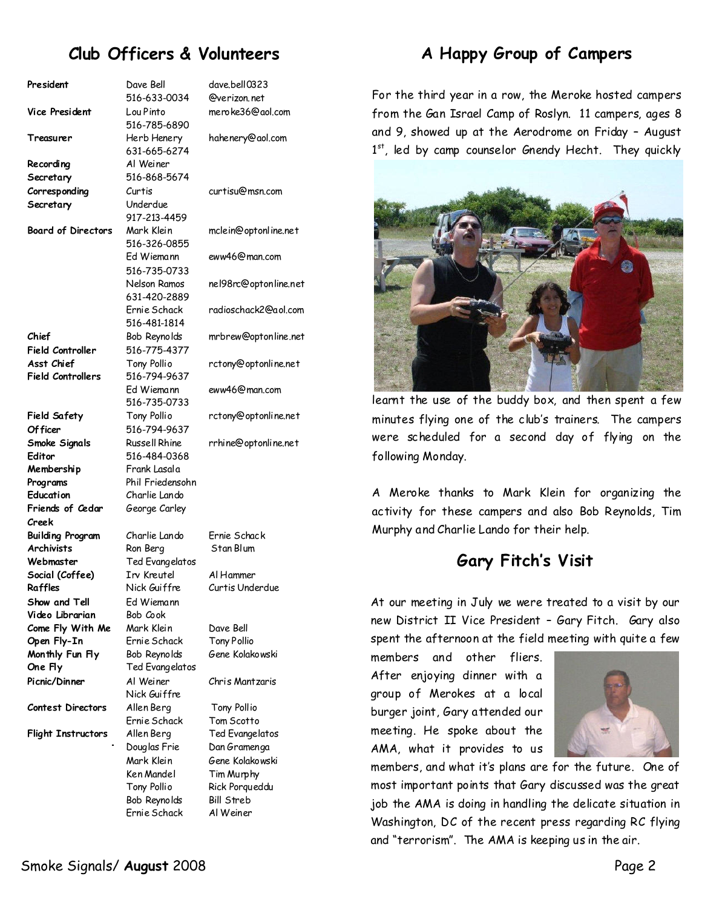## Club Officers & Volunteers

| Position | Name / Phone | Email / Other |
|---|---|---|
| **President** | Dave Bell 516-633-0034 | dave.bell0323 @verizon.net |
| **Vice President** | Lou Pinto 516-785-6890 | meroke36@aol.com |
| **Treasurer** | Herb Henery 631-665-6274 | hahenery@aol.com |
| **Recording Secretary** | Al Weiner 516-868-5674 | |
| **Corresponding Secretary** | Curtis Underdue 917-213-4459 | curtisu@msn.com |
| **Board of Directors** | Mark Klein 516-326-0855 | mclein@optonline.net |
| | Ed Wiemann 516-735-0733 | eww46@man.com |
| | Nelson Ramos 631-420-2889 | nel98rc@optonline.net |
| | Ernie Schack 516-481-1814 | radioschack2@aol.com |
| **Chief Field Controller** | Bob Reynolds 516-775-4377 | mrbrew@optonline.net |
| **Asst Chief Field Controllers** | Tony Pollio 516-794-9637 | rctony@optonline.net |
| | Ed Wiemann 516-735-0733 | eww46@man.com |
| **Field Safety Officer** | Tony Pollio 516-794-9637 | rctony@optonline.net |
| **Smoke Signals Editor** | Russell Rhine 516-484-0368 | rrhine@optonline.net |
| **Membership** | Frank Lasala | |
| **Programs** | Phil Friedensohn | |
| **Education** | Charlie Lando | |
| **Friends of Cedar Creek** | George Carley | |
| **Building Program** | Charlie Lando | Ernie Schack |
| **Archivists** | Ron Berg | Stan Blum |
| **Webmaster** | Ted Evangelatos | |
| **Social (Coffee)** | Irv Kreutel | Al Hammer |
| **Raffles** | Nick Guiffre | Curtis Underdue |
| **Show and Tell** | Ed Wiemann | |
| **Video Librarian** | Bob Cook | |
| **Come Fly With Me** | Mark Klein | Dave Bell |
| **Open Fly-In** | Ernie Schack | Tony Pollio |
| **Monthly Fun Fly** | Bob Reynolds | Gene Kolakowski |
| **One Fly** | Ted Evangelatos | |
| **Picnic/Dinner** | Al Weiner | Chris Mantzaris |
| | Nick Guiffre | |
| **Contest Directors** | Allen Berg | Tony Pollio |
| | Ernie Schack | Tom Scotto |
| **Flight Instructors** | Allen Berg | Ted Evangelatos |
| | Douglas Frie | Dan Gramenga |
| | Mark Klein | Gene Kolakowski |
| | Ken Mandel | Tim Murphy |
| | Tony Pollio | Rick Porqueddu |
| | Bob Reynolds | Bill Streb |
| | Ernie Schack | Al Weiner |

## A Happy Group of Campers

For the third year in a row, the Meroke hosted campers from the Gan Israel Camp of Roslyn. 11 campers, ages 8 and 9, showed up at the Aerodrome on Friday – August 1st, led by camp counselor Gnendy Hecht. They quickly learnt the use of the buddy box, and then spent a few minutes flying one of the club's trainers. The campers were scheduled for a second day of flying on the following Monday.

A Meroke thanks to Mark Klein for organizing the activity for these campers and also Bob Reynolds, Tim Murphy and Charlie Lando for their help.

## Gary Fitch's Visit

At our meeting in July we were treated to a visit by our new District II Vice President – Gary Fitch. Gary also spent the afternoon at the field meeting with quite a few members and other fliers. After enjoying dinner with a group of Merokes at a local burger joint, Gary attended our meeting. He spoke about the AMA, what it provides to us members, and what it's plans are for the future. One of most important points that Gary discussed was the great job the AMA is doing in handling the delicate situation in Washington, DC of the recent press regarding RC flying and "terrorism". The AMA is keeping us in the air.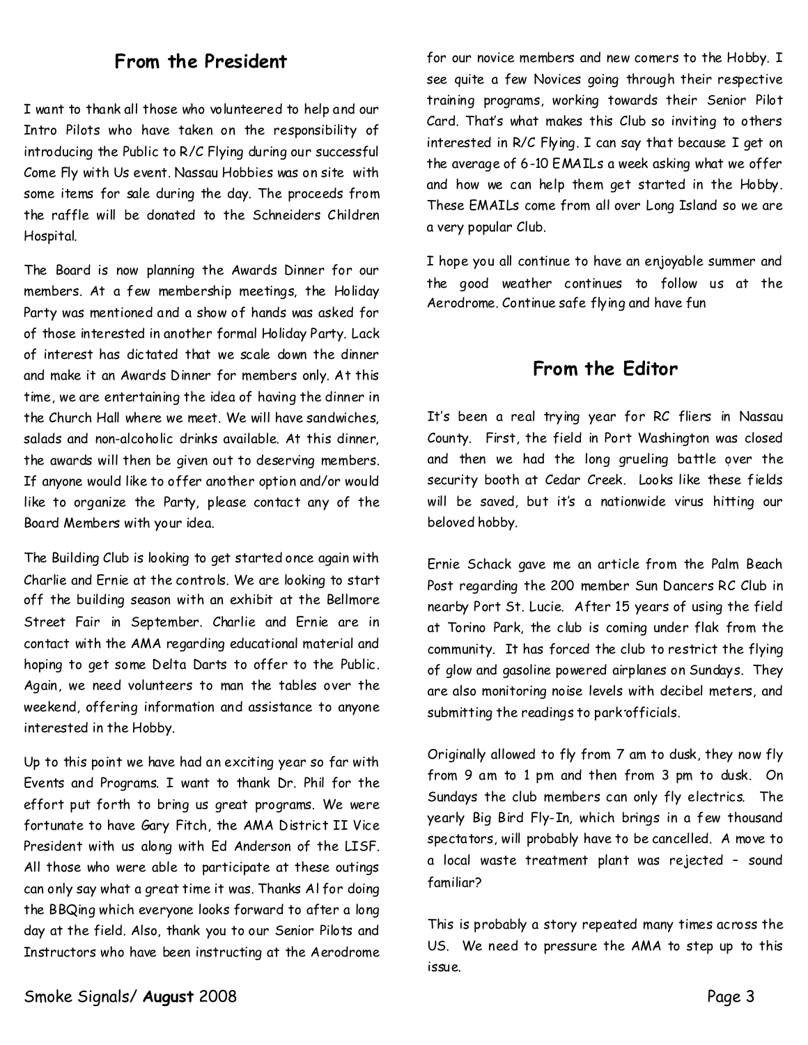## From the President

I want to thank all those who volunteered to help and our Intro Pilots who have taken on the responsibility of introducing the Public to R/C Flying during our successful Come Fly with Us event. Nassau Hobbies was on site with some items for sale during the day. The proceeds from the raffle will be donated to the Schneiders Children Hospital.

The Board is now planning the Awards Dinner for our members. At a few membership meetings, the Holiday Party was mentioned and a show of hands was asked for of those interested in another formal Holiday Party. Lack of interest has dictated that we scale down the dinner and make it an Awards Dinner for members only. At this time, we are entertaining the idea of having the dinner in the Church Hall where we meet. We will have sandwiches, salads and non-alcoholic drinks available. At this dinner, the awards will then be given out to deserving members. If anyone would like to offer another option and/or would like to organize the Party, please contact any of the Board Members with your idea.

The Building Club is looking to get started once again with Charlie and Ernie at the controls. We are looking to start off the building season with an exhibit at the Bellmore Street Fair in September. Charlie and Ernie are in contact with the AMA regarding educational material and hoping to get some Delta Darts to offer to the Public. Again, we need volunteers to man the tables over the weekend, offering information and assistance to anyone interested in the Hobby.

Up to this point we have had an exciting year so far with Events and Programs. I want to thank Dr. Phil for the effort put forth to bring us great programs. We were fortunate to have Gary Fitch, the AMA District II Vice President with us along with Ed Anderson of the LISF. All those who were able to participate at these outings can only say what a great time it was. Thanks Al for doing the BBQing which everyone looks forward to after a long day at the field. Also, thank you to our Senior Pilots and Instructors who have been instructing at the Aerodrome for our novice members and new comers to the Hobby. I see quite a few Novices going through their respective training programs, working towards their Senior Pilot Card. That's what makes this Club so inviting to others interested in R/C Flying. I can say that because I get on the average of 6-10 EMAILs a week asking what we offer and how we can help them get started in the Hobby. These EMAILs come from all over Long Island so we are a very popular Club.

I hope you all continue to have an enjoyable summer and the good weather continues to follow us at the Aerodrome. Continue safe flying and have fun

## From the Editor

It's been a real trying year for RC fliers in Nassau County. First, the field in Port Washington was closed and then we had the long grueling battle over the security booth at Cedar Creek. Looks like these fields will be saved, but it's a nationwide virus hitting our beloved hobby.

Ernie Schack gave me an article from the Palm Beach Post regarding the 200 member Sun Dancers RC Club in nearby Port St. Lucie. After 15 years of using the field at Torino Park, the club is coming under flak from the community. It has forced the club to restrict the flying of glow and gasoline powered airplanes on Sundays. They are also monitoring noise levels with decibel meters, and submitting the readings to park officials.

Originally allowed to fly from 7 am to dusk, they now fly from 9 am to 1 pm and then from 3 pm to dusk. On Sundays the club members can only fly electrics. The yearly Big Bird Fly-In, which brings in a few thousand spectators, will probably have to be cancelled. A move to a local waste treatment plant was rejected – sound familiar?

This is probably a story repeated many times across the US. We need to pressure the AMA to step up to this issue.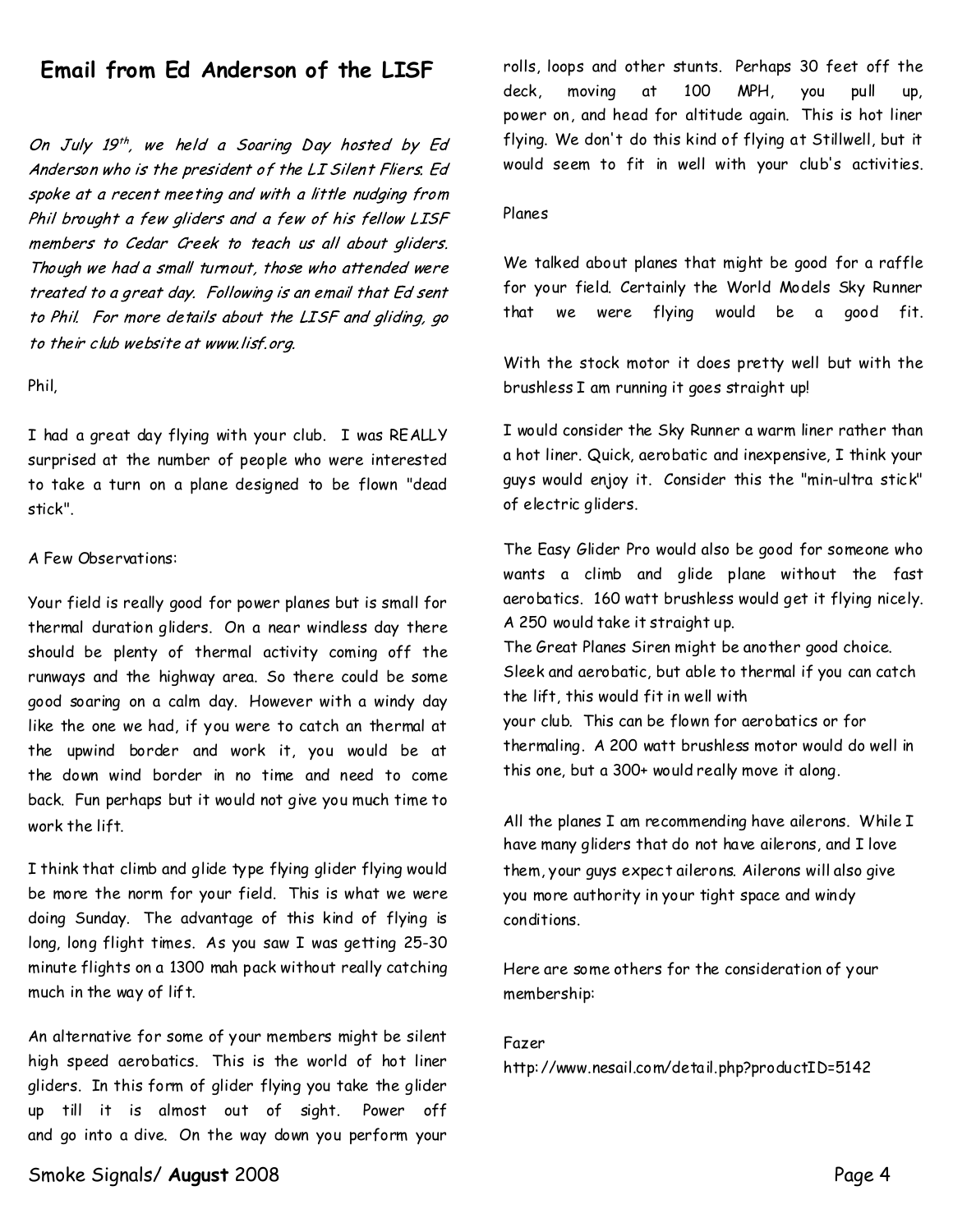## Email from Ed Anderson of the LISF

*On July 19th, we held a Soaring Day hosted by Ed Anderson who is the president of the LI Silent Fliers. Ed spoke at a recent meeting and with a little nudging from Phil brought a few gliders and a few of his fellow LISF members to Cedar Creek to teach us all about gliders. Though we had a small turnout, those who attended were treated to a great day. Following is an email that Ed sent to Phil. For more details about the LISF and gliding, go to their club website at www.lisf.org.*

Phil,

I had a great day flying with your club. I was REALLY surprised at the number of people who were interested to take a turn on a plane designed to be flown "dead stick".

A Few Observations:

Your field is really good for power planes but is small for thermal duration gliders. On a near windless day there should be plenty of thermal activity coming off the runways and the highway area. So there could be some good soaring on a calm day. However with a windy day like the one we had, if you were to catch an thermal at the upwind border and work it, you would be at the down wind border in no time and need to come back. Fun perhaps but it would not give you much time to work the lift.

I think that climb and glide type flying glider flying would be more the norm for your field. This is what we were doing Sunday. The advantage of this kind of flying is long, long flight times. As you saw I was getting 25-30 minute flights on a 1300 mah pack without really catching much in the way of lift.

An alternative for some of your members might be silent high speed aerobatics. This is the world of hot liner gliders. In this form of glider flying you take the glider up till it is almost out of sight. Power off and go into a dive. On the way down you perform your rolls, loops and other stunts. Perhaps 30 feet off the deck, moving at 100 MPH, you pull up, power on, and head for altitude again. This is hot liner flying. We don't do this kind of flying at Stillwell, but it would seem to fit in well with your club's activities.

Planes

We talked about planes that might be good for a raffle for your field. Certainly the World Models Sky Runner that we were flying would be a good fit.

With the stock motor it does pretty well but with the brushless I am running it goes straight up!

I would consider the Sky Runner a warm liner rather than a hot liner. Quick, aerobatic and inexpensive, I think your guys would enjoy it. Consider this the "min-ultra stick" of electric gliders.

The Easy Glider Pro would also be good for someone who wants a climb and glide plane without the fast aerobatics. 160 watt brushless would get it flying nicely. A 250 would take it straight up.
The Great Planes Siren might be another good choice. Sleek and aerobatic, but able to thermal if you can catch the lift, this would fit in well with your club. This can be flown for aerobatics or for thermaling. A 200 watt brushless motor would do well in this one, but a 300+ would really move it along.

All the planes I am recommending have ailerons. While I have many gliders that do not have ailerons, and I love them, your guys expect ailerons. Ailerons will also give you more authority in your tight space and windy conditions.

Here are some others for the consideration of your membership:

Fazer
http://www.nesail.com/detail.php?productID=5142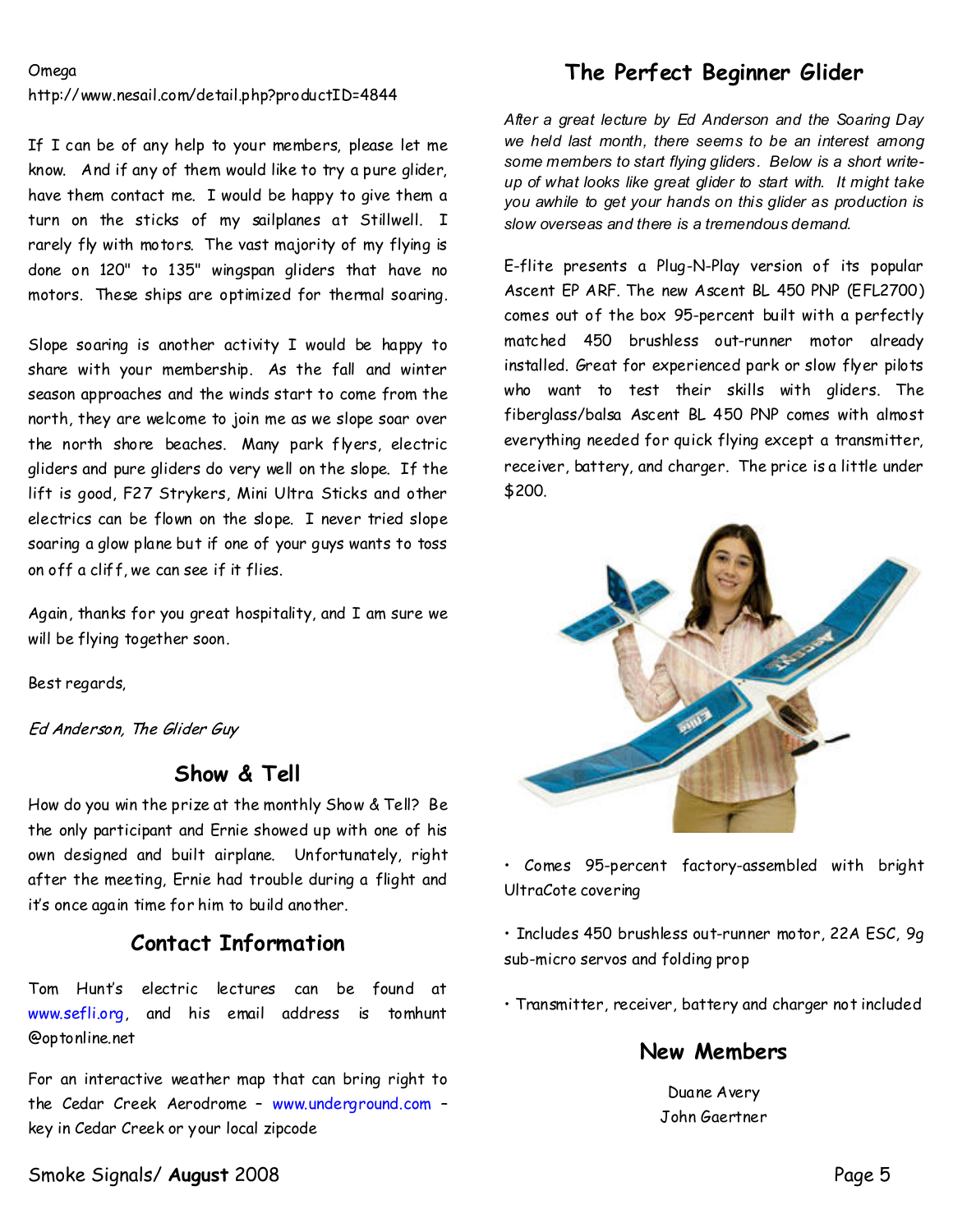Omega
http://www.nesail.com/detail.php?productID=4844

If I can be of any help to your members, please let me know. And if any of them would like to try a pure glider, have them contact me. I would be happy to give them a turn on the sticks of my sailplanes at Stillwell. I rarely fly with motors. The vast majority of my flying is done on 120" to 135" wingspan gliders that have no motors. These ships are optimized for thermal soaring.

Slope soaring is another activity I would be happy to share with your membership. As the fall and winter season approaches and the winds start to come from the north, they are welcome to join me as we slope soar over the north shore beaches. Many park flyers, electric gliders and pure gliders do very well on the slope. If the lift is good, F27 Strykers, Mini Ultra Sticks and other electrics can be flown on the slope. I never tried slope soaring a glow plane but if one of your guys wants to toss on off a cliff, we can see if it flies.

Again, thanks for you great hospitality, and I am sure we will be flying together soon.

Best regards,

*Ed Anderson, The Glider Guy*

## Show & Tell

How do you win the prize at the monthly Show & Tell? Be the only participant and Ernie showed up with one of his own designed and built airplane. Unfortunately, right after the meeting, Ernie had trouble during a flight and it's once again time for him to build another.

## Contact Information

Tom Hunt's electric lectures can be found at www.sefli.org, and his email address is tomhunt @optonline.net

For an interactive weather map that can bring right to the Cedar Creek Aerodrome – www.underground.com – key in Cedar Creek or your local zipcode

## The Perfect Beginner Glider

*After a great lecture by Ed Anderson and the Soaring Day we held last month, there seems to be an interest among some members to start flying gliders. Below is a short write-up of what looks like great glider to start with. It might take you awhile to get your hands on this glider as production is slow overseas and there is a tremendous demand.*

E-flite presents a Plug-N-Play version of its popular Ascent EP ARF. The new Ascent BL 450 PNP (EFL2700) comes out of the box 95-percent built with a perfectly matched 450 brushless out-runner motor already installed. Great for experienced park or slow flyer pilots who want to test their skills with gliders. The fiberglass/balsa Ascent BL 450 PNP comes with almost everything needed for quick flying except a transmitter, receiver, battery, and charger. The price is a little under $200.

- Comes 95-percent factory-assembled with bright UltraCote covering
- Includes 450 brushless out-runner motor, 22A ESC, 9g sub-micro servos and folding prop
- Transmitter, receiver, battery and charger not included

## New Members

Duane Avery
John Gaertner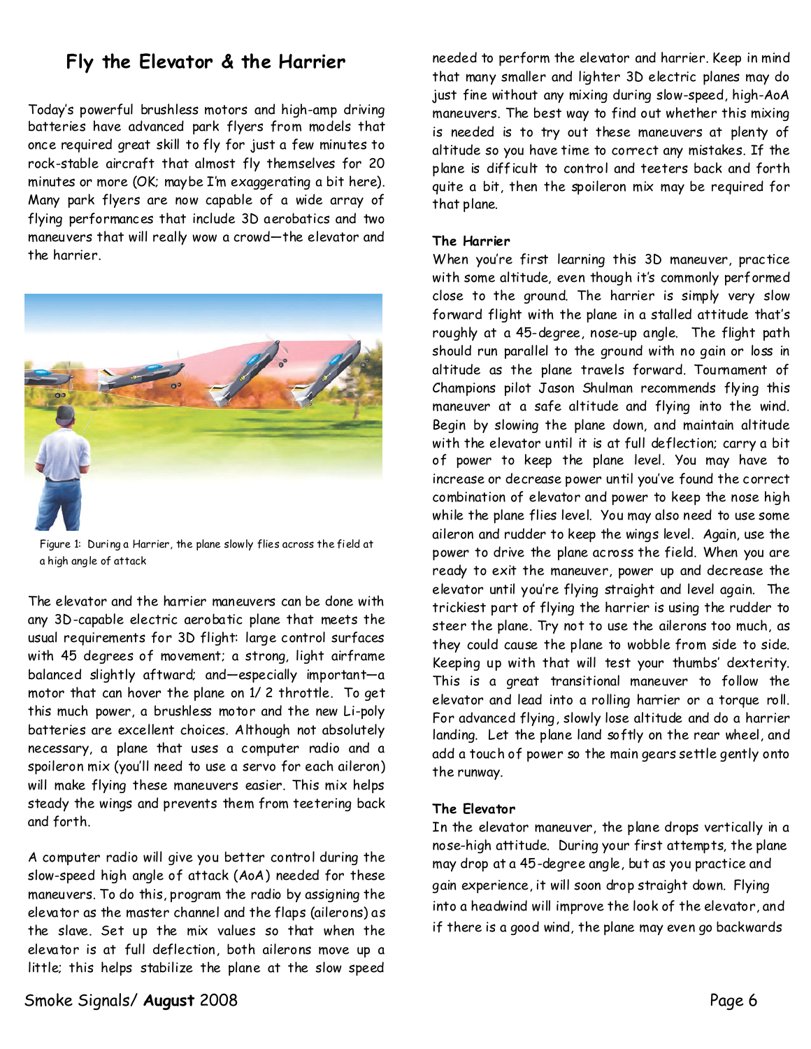## Fly the Elevator & the Harrier

Today's powerful brushless motors and high-amp driving batteries have advanced park flyers from models that once required great skill to fly for just a few minutes to rock-stable aircraft that almost fly themselves for 20 minutes or more (OK; maybe I'm exaggerating a bit here). Many park flyers are now capable of a wide array of flying performances that include 3D aerobatics and two maneuvers that will really wow a crowd—the elevator and the harrier.

Figure 1: During a Harrier, the plane slowly flies across the field at a high angle of attack

The elevator and the harrier maneuvers can be done with any 3D-capable electric aerobatic plane that meets the usual requirements for 3D flight: large control surfaces with 45 degrees of movement; a strong, light airframe balanced slightly aftward; and—especially important—a motor that can hover the plane on 1/2 throttle. To get this much power, a brushless motor and the new Li-poly batteries are excellent choices. Although not absolutely necessary, a plane that uses a computer radio and a spoileron mix (you'll need to use a servo for each aileron) will make flying these maneuvers easier. This mix helps steady the wings and prevents them from teetering back and forth.

A computer radio will give you better control during the slow-speed high angle of attack (AoA) needed for these maneuvers. To do this, program the radio by assigning the elevator as the master channel and the flaps (ailerons) as the slave. Set up the mix values so that when the elevator is at full deflection, both ailerons move up a little; this helps stabilize the plane at the slow speed needed to perform the elevator and harrier. Keep in mind that many smaller and lighter 3D electric planes may do just fine without any mixing during slow-speed, high-AoA maneuvers. The best way to find out whether this mixing is needed is to try out these maneuvers at plenty of altitude so you have time to correct any mistakes. If the plane is difficult to control and teeters back and forth quite a bit, then the spoileron mix may be required for that plane.

### The Harrier

When you're first learning this 3D maneuver, practice with some altitude, even though it's commonly performed close to the ground. The harrier is simply very slow forward flight with the plane in a stalled attitude that's roughly at a 45-degree, nose-up angle. The flight path should run parallel to the ground with no gain or loss in altitude as the plane travels forward. Tournament of Champions pilot Jason Shulman recommends flying this maneuver at a safe altitude and flying into the wind. Begin by slowing the plane down, and maintain altitude with the elevator until it is at full deflection; carry a bit of power to keep the plane level. You may have to increase or decrease power until you've found the correct combination of elevator and power to keep the nose high while the plane flies level. You may also need to use some aileron and rudder to keep the wings level. Again, use the power to drive the plane across the field. When you are ready to exit the maneuver, power up and decrease the elevator until you're flying straight and level again. The trickiest part of flying the harrier is using the rudder to steer the plane. Try not to use the ailerons too much, as they could cause the plane to wobble from side to side. Keeping up with that will test your thumbs' dexterity. This is a great transitional maneuver to follow the elevator and lead into a rolling harrier or a torque roll. For advanced flying, slowly lose altitude and do a harrier landing. Let the plane land softly on the rear wheel, and add a touch of power so the main gears settle gently onto the runway.

### The Elevator

In the elevator maneuver, the plane drops vertically in a nose-high attitude. During your first attempts, the plane may drop at a 45-degree angle, but as you practice and gain experience, it will soon drop straight down. Flying into a headwind will improve the look of the elevator, and if there is a good wind, the plane may even go backwards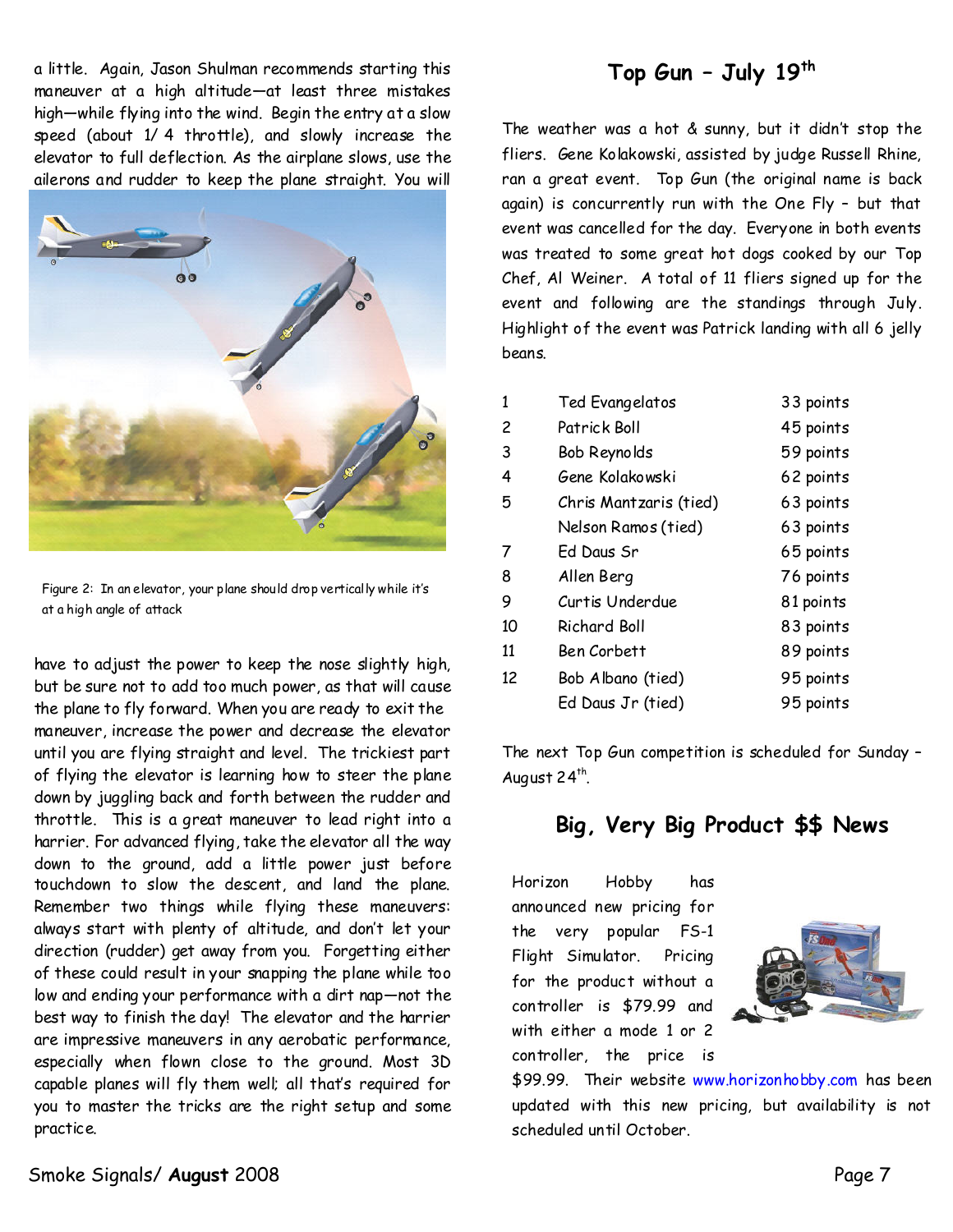a little. Again, Jason Shulman recommends starting this maneuver at a high altitude—at least three mistakes high—while flying into the wind. Begin the entry at a slow speed (about 1/4 throttle), and slowly increase the elevator to full deflection. As the airplane slows, use the ailerons and rudder to keep the plane straight. You will have to adjust the power to keep the nose slightly high, but be sure not to add too much power, as that will cause the plane to fly forward. When you are ready to exit the maneuver, increase the power and decrease the elevator until you are flying straight and level. The trickiest part of flying the elevator is learning how to steer the plane down by juggling back and forth between the rudder and throttle. This is a great maneuver to lead right into a harrier. For advanced flying, take the elevator all the way down to the ground, add a little power just before touchdown to slow the descent, and land the plane. Remember two things while flying these maneuvers: always start with plenty of altitude, and don't let your direction (rudder) get away from you. Forgetting either of these could result in your snapping the plane while too low and ending your performance with a dirt nap—not the best way to finish the day! The elevator and the harrier are impressive maneuvers in any aerobatic performance, especially when flown close to the ground. Most 3D capable planes will fly them well; all that's required for you to master the tricks are the right setup and some practice.

Figure 2: In an elevator, your plane should drop vertically while it's at a high angle of attack

## Top Gun – July 19th

The weather was a hot & sunny, but it didn't stop the fliers. Gene Kolakowski, assisted by judge Russell Rhine, ran a great event. Top Gun (the original name is back again) is concurrently run with the One Fly – but that event was cancelled for the day. Everyone in both events was treated to some great hot dogs cooked by our Top Chef, Al Weiner. A total of 11 fliers signed up for the event and following are the standings through July. Highlight of the event was Patrick landing with all 6 jelly beans.

| | | |
|---|---|---|
| 1 | Ted Evangelatos | 33 points |
| 2 | Patrick Boll | 45 points |
| 3 | Bob Reynolds | 59 points |
| 4 | Gene Kolakowski | 62 points |
| 5 | Chris Mantzaris (tied) | 63 points |
| | Nelson Ramos (tied) | 63 points |
| 7 | Ed Daus Sr | 65 points |
| 8 | Allen Berg | 76 points |
| 9 | Curtis Underdue | 81 points |
| 10 | Richard Boll | 83 points |
| 11 | Ben Corbett | 89 points |
| 12 | Bob Albano (tied) | 95 points |
| | Ed Daus Jr (tied) | 95 points |

The next Top Gun competition is scheduled for Sunday – August 24th.

## Big, Very Big Product $$ News

Horizon Hobby has announced new pricing for the very popular FS-1 Flight Simulator. Pricing for the product without a controller is $79.99 and with either a mode 1 or 2 controller, the price is $99.99. Their website www.horizonhobby.com has been updated with this new pricing, but availability is not scheduled until October.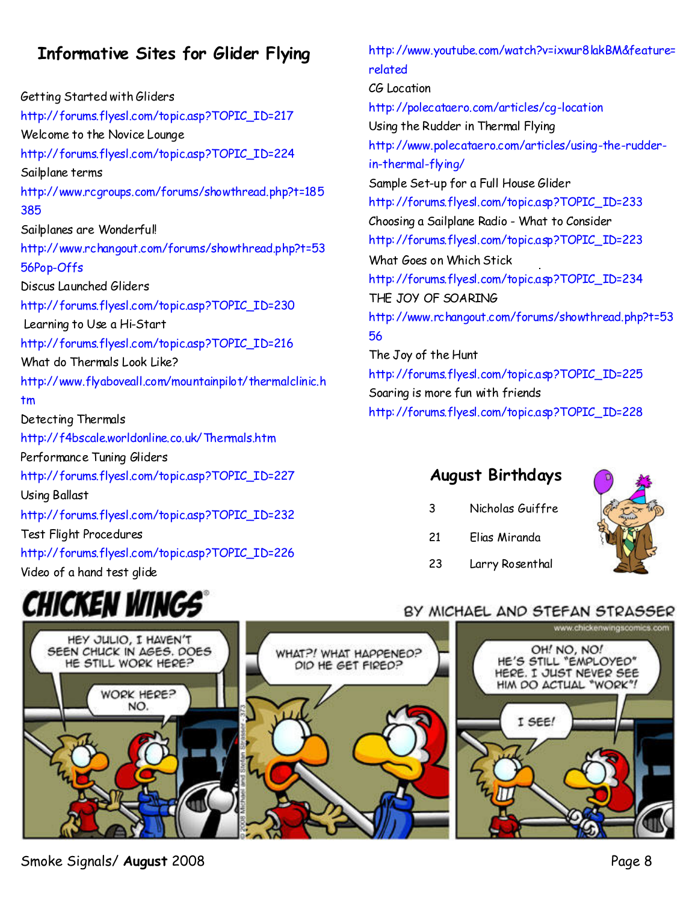## Informative Sites for Glider Flying

Getting Started with Gliders
http://forums.flyesl.com/topic.asp?TOPIC_ID=217
Welcome to the Novice Lounge
http://forums.flyesl.com/topic.asp?TOPIC_ID=224
Sailplane terms
http://www.rcgroups.com/forums/showthread.php?t=185385
Sailplanes are Wonderful!
http://www.rchangout.com/forums/showthread.php?t=5356Pop-Offs
Discus Launched Gliders
http://forums.flyesl.com/topic.asp?TOPIC_ID=230
Learning to Use a Hi-Start
http://forums.flyesl.com/topic.asp?TOPIC_ID=216
What do Thermals Look Like?
http://www.flyaboveall.com/mountainpilot/thermalclinic.htm
Detecting Thermals
http://f4bscale.worldonline.co.uk/Thermals.htm
Performance Tuning Gliders
http://forums.flyesl.com/topic.asp?TOPIC_ID=227
Using Ballast
http://forums.flyesl.com/topic.asp?TOPIC_ID=232
Test Flight Procedures
http://forums.flyesl.com/topic.asp?TOPIC_ID=226
Video of a hand test glide
http://www.youtube.com/watch?v=ixwur8lakBM&feature=related
CG Location
http://polecataero.com/articles/cg-location
Using the Rudder in Thermal Flying
http://www.polecataero.com/articles/using-the-rudder-in-thermal-flying/
Sample Set-up for a Full House Glider
http://forums.flyesl.com/topic.asp?TOPIC_ID=233
Choosing a Sailplane Radio - What to Consider
http://forums.flyesl.com/topic.asp?TOPIC_ID=223
What Goes on Which Stick
http://forums.flyesl.com/topic.asp?TOPIC_ID=234
THE JOY OF SOARING
http://www.rchangout.com/forums/showthread.php?t=5356
The Joy of the Hunt
http://forums.flyesl.com/topic.asp?TOPIC_ID=225
Soaring is more fun with friends
http://forums.flyesl.com/topic.asp?TOPIC_ID=228

## August Birthdays

| | |
|---|---|
| 3 | Nicholas Guiffre |
| 21 | Elias Miranda |
| 23 | Larry Rosenthal |